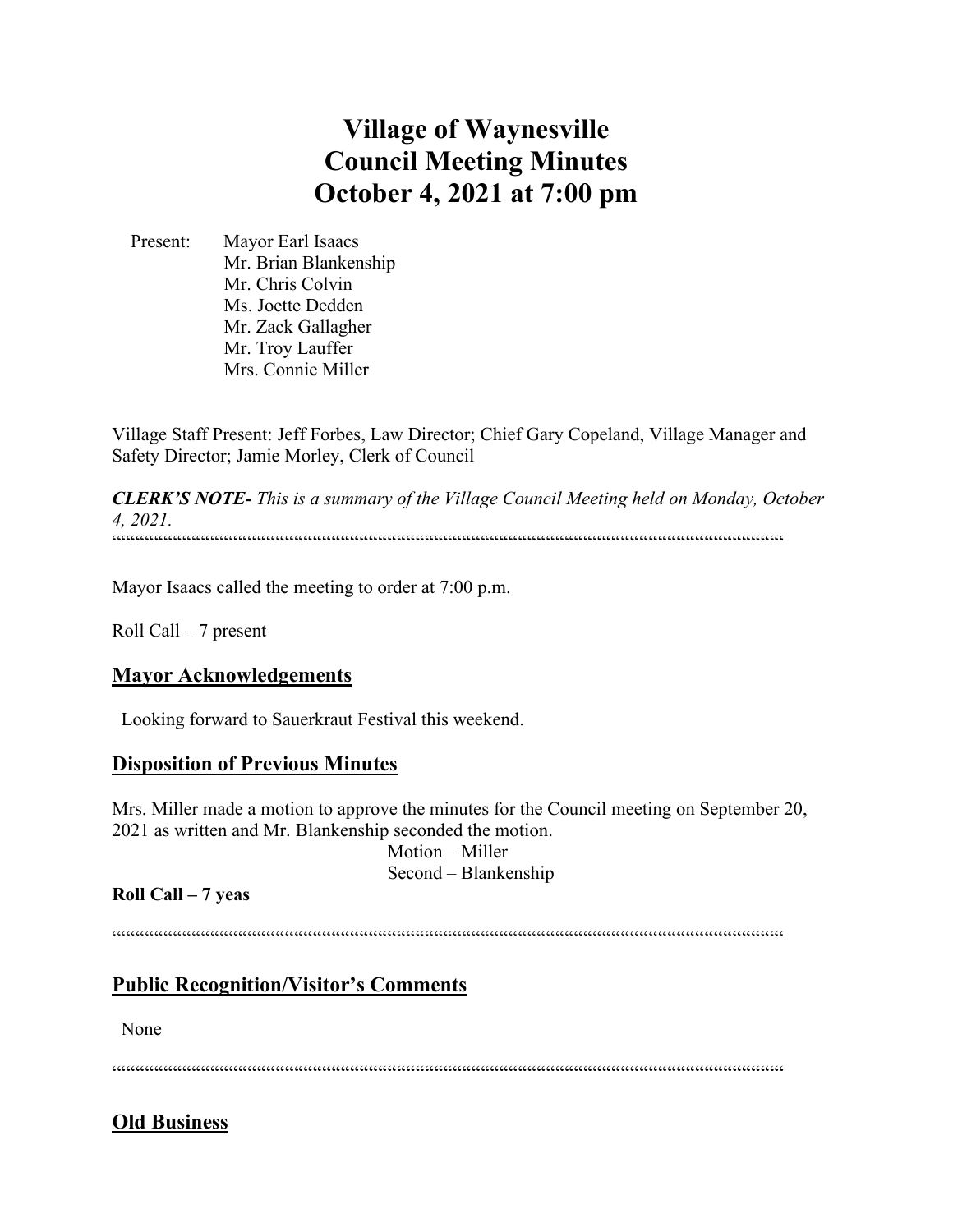# Village of Waynesville
# Council Meeting Minutes
# October 4, 2021 at 7:00 pm

Present: Mayor Earl Isaacs
Mr. Brian Blankenship
Mr. Chris Colvin
Ms. Joette Dedden
Mr. Zack Gallagher
Mr. Troy Lauffer
Mrs. Connie Miller

Village Staff Present: Jeff Forbes, Law Director; Chief Gary Copeland, Village Manager and Safety Director; Jamie Morley, Clerk of Council

***CLERK'S NOTE-*** *This is a summary of the Village Council Meeting held on Monday, October 4, 2021.*

""""""""""""""""""""""""""""""""""""""""""""""""""""""""""""""""""""""""""""""""""""""""""""""""

Mayor Isaacs called the meeting to order at 7:00 p.m.

Roll Call – 7 present

## Mayor Acknowledgements

Looking forward to Sauerkraut Festival this weekend.

## Disposition of Previous Minutes

Mrs. Miller made a motion to approve the minutes for the Council meeting on September 20, 2021 as written and Mr. Blankenship seconded the motion.

Motion – Miller
Second – Blankenship

**Roll Call – 7 yeas**

""""""""""""""""""""""""""""""""""""""""""""""""""""""""""""""""""""""""""""""""""""""""""""""""

## Public Recognition/Visitor's Comments

None

""""""""""""""""""""""""""""""""""""""""""""""""""""""""""""""""""""""""""""""""""""""""""""""""

## Old Business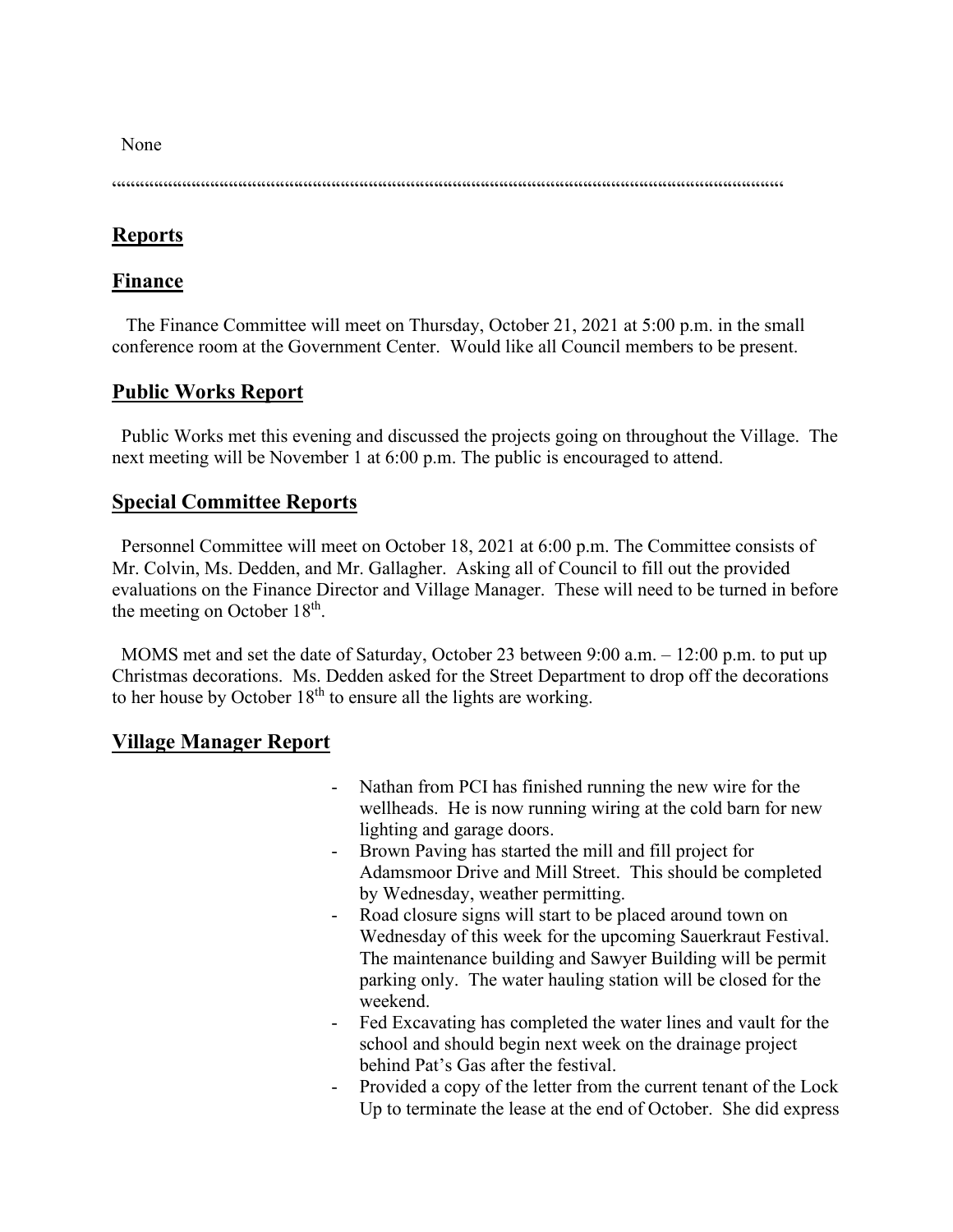None

""""""""""""""""""""""""""""""""""""""""""""""""""""""""""""""""""""""""""""""""""""""""""""""""""""""""""""""""""""""""""""""""""""""

## Reports

## Finance

The Finance Committee will meet on Thursday, October 21, 2021 at 5:00 p.m. in the small conference room at the Government Center. Would like all Council members to be present.

## Public Works Report

Public Works met this evening and discussed the projects going on throughout the Village. The next meeting will be November 1 at 6:00 p.m. The public is encouraged to attend.

## Special Committee Reports

Personnel Committee will meet on October 18, 2021 at 6:00 p.m. The Committee consists of Mr. Colvin, Ms. Dedden, and Mr. Gallagher. Asking all of Council to fill out the provided evaluations on the Finance Director and Village Manager. These will need to be turned in before the meeting on October 18th.

MOMS met and set the date of Saturday, October 23 between 9:00 a.m. – 12:00 p.m. to put up Christmas decorations. Ms. Dedden asked for the Street Department to drop off the decorations to her house by October 18th to ensure all the lights are working.

## Village Manager Report

- Nathan from PCI has finished running the new wire for the wellheads. He is now running wiring at the cold barn for new lighting and garage doors.
- Brown Paving has started the mill and fill project for Adamsmoor Drive and Mill Street. This should be completed by Wednesday, weather permitting.
- Road closure signs will start to be placed around town on Wednesday of this week for the upcoming Sauerkraut Festival. The maintenance building and Sawyer Building will be permit parking only. The water hauling station will be closed for the weekend.
- Fed Excavating has completed the water lines and vault for the school and should begin next week on the drainage project behind Pat's Gas after the festival.
- Provided a copy of the letter from the current tenant of the Lock Up to terminate the lease at the end of October. She did express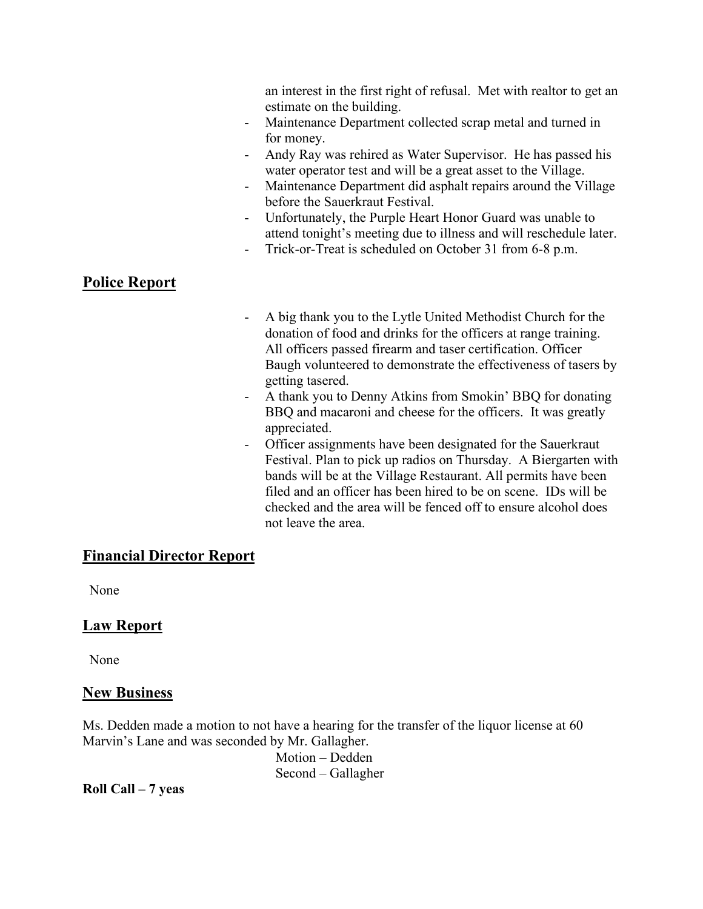an interest in the first right of refusal. Met with realtor to get an estimate on the building.

- Maintenance Department collected scrap metal and turned in for money.
- Andy Ray was rehired as Water Supervisor. He has passed his water operator test and will be a great asset to the Village.
- Maintenance Department did asphalt repairs around the Village before the Sauerkraut Festival.
- Unfortunately, the Purple Heart Honor Guard was unable to attend tonight's meeting due to illness and will reschedule later.
- Trick-or-Treat is scheduled on October 31 from 6-8 p.m.

## Police Report

- A big thank you to the Lytle United Methodist Church for the donation of food and drinks for the officers at range training. All officers passed firearm and taser certification. Officer Baugh volunteered to demonstrate the effectiveness of tasers by getting tasered.
- A thank you to Denny Atkins from Smokin' BBQ for donating BBQ and macaroni and cheese for the officers. It was greatly appreciated.
- Officer assignments have been designated for the Sauerkraut Festival. Plan to pick up radios on Thursday. A Biergarten with bands will be at the Village Restaurant. All permits have been filed and an officer has been hired to be on scene. IDs will be checked and the area will be fenced off to ensure alcohol does not leave the area.

## Financial Director Report

None

## Law Report

None

## New Business

Ms. Dedden made a motion to not have a hearing for the transfer of the liquor license at 60 Marvin's Lane and was seconded by Mr. Gallagher.

Motion – Dedden
Second – Gallagher

**Roll Call – 7 yeas**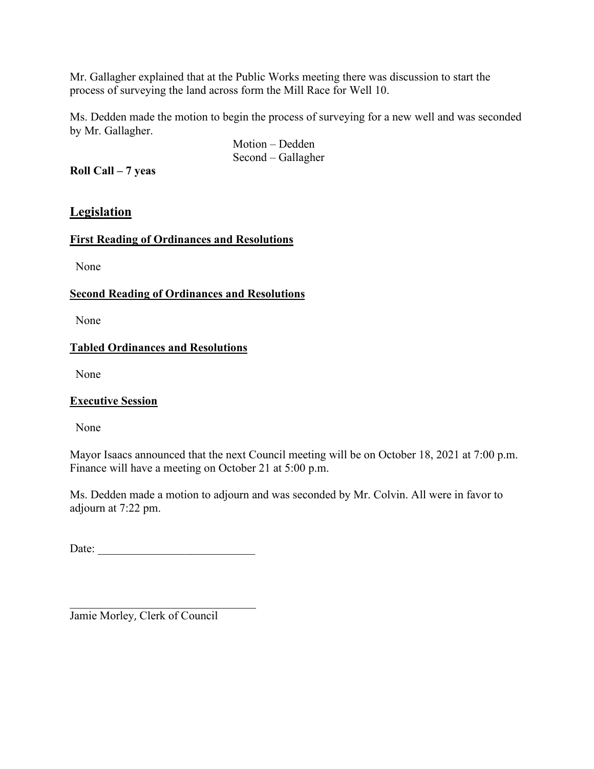Mr. Gallagher explained that at the Public Works meeting there was discussion to start the process of surveying the land across form the Mill Race for Well 10.

Ms. Dedden made the motion to begin the process of surveying for a new well and was seconded by Mr. Gallagher.

Motion – Dedden
Second – Gallagher

**Roll Call – 7 yeas**

## Legislation

### First Reading of Ordinances and Resolutions

None

### Second Reading of Ordinances and Resolutions

None

### Tabled Ordinances and Resolutions

None

### Executive Session

None

Mayor Isaacs announced that the next Council meeting will be on October 18, 2021 at 7:00 p.m. Finance will have a meeting on October 21 at 5:00 p.m.

Ms. Dedden made a motion to adjourn and was seconded by Mr. Colvin. All were in favor to adjourn at 7:22 pm.

Date: ___________________________

_________________________________
Jamie Morley, Clerk of Council